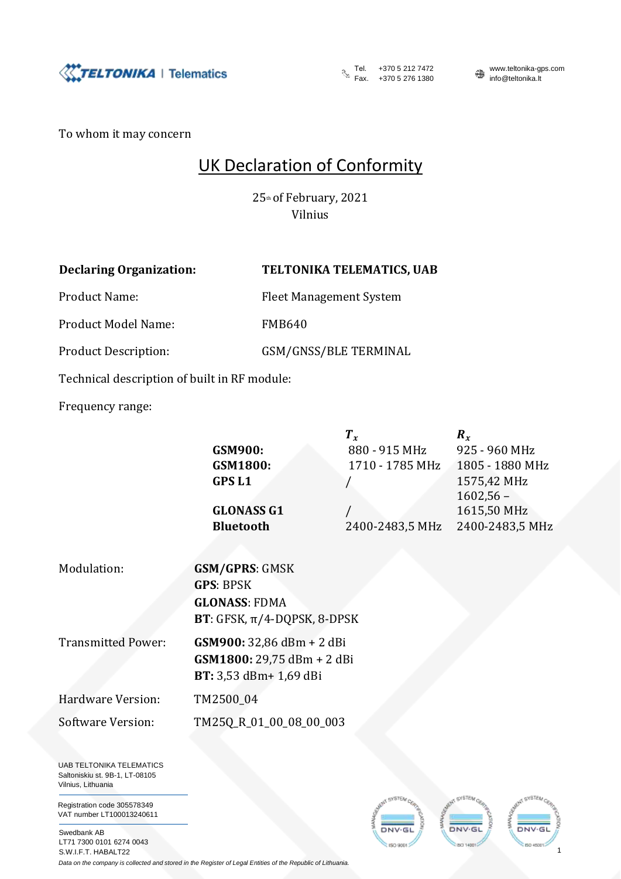To whom it may concern

# UK Declaration of Conformity

25th of February, 2021
Vilnius

**Declaring Organization:** **TELTONIKA TELEMATICS, UAB**

Product Name: Fleet Management System

Product Model Name: FMB640

Product Description: GSM/GNSS/BLE TERMINAL

Technical description of built in RF module:

Frequency range:

| | $T_x$ | $R_x$ |
|---|---|---|
| **GSM900:** | 880 - 915 MHz | 925 - 960 MHz |
| **GSM1800:** | 1710 - 1785 MHz | 1805 - 1880 MHz |
| **GPS L1** | / | 1575,42 MHz |
| **GLONASS G1** | / | 1602,56 – 1615,50 MHz |
| **Bluetooth** | 2400-2483,5 MHz | 2400-2483,5 MHz |

Modulation:
**GSM/GPRS**: GMSK
**GPS**: BPSK
**GLONASS**: FDMA
**BT**: GFSK, π/4-DQPSK, 8-DPSK

Transmitted Power:
**GSM900:** 32,86 dBm + 2 dBi
**GSM1800:** 29,75 dBm + 2 dBi
**BT:** 3,53 dBm+ 1,69 dBi

Hardware Version: TM2500_04

Software Version: TM25Q_R_01_00_08_00_003

UAB TELTONIKA TELEMATICS
Saltoniskiu st. 9B-1, LT-08105
Vilnius, Lithuania

Registration code 305578349
VAT number LT100013240611

Swedbank AB
LT71 7300 0101 6274 0043
S.W.I.F.T. HABALT22

*Data on the company is collected and stored in the Register of Legal Entities of the Republic of Lithuania.*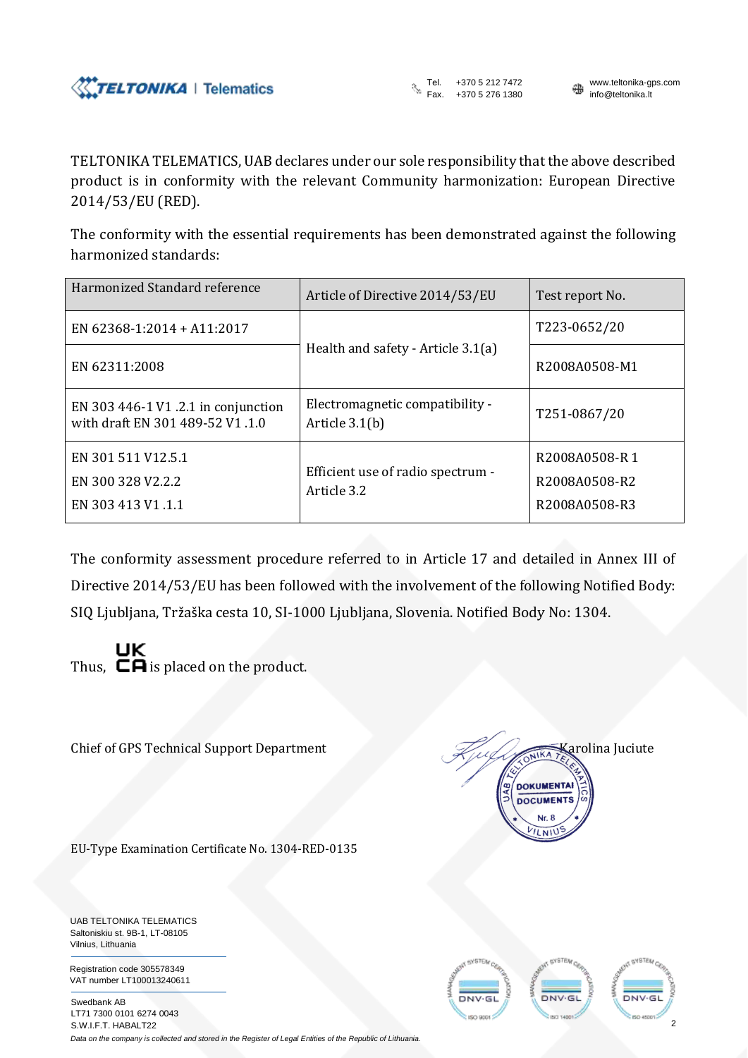TELTONIKA TELEMATICS, UAB declares under our sole responsibility that the above described product is in conformity with the relevant Community harmonization: European Directive 2014/53/EU (RED).

The conformity with the essential requirements has been demonstrated against the following harmonized standards:

| Harmonized Standard reference | Article of Directive 2014/53/EU | Test report No. |
|---|---|---|
| EN 62368-1:2014 + A11:2017 | Health and safety - Article 3.1(a) | T223-0652/20 |
| EN 62311:2008 | | R2008A0508-M1 |
| EN 303 446-1 V1 .2.1 in conjunction with draft EN 301 489-52 V1 .1.0 | Electromagnetic compatibility - Article 3.1(b) | T251-0867/20 |
| EN 301 511 V12.5.1<br>EN 300 328 V2.2.2<br>EN 303 413 V1 .1.1 | Efficient use of radio spectrum - Article 3.2 | R2008A0508-R 1<br>R2008A0508-R2<br>R2008A0508-R3 |

The conformity assessment procedure referred to in Article 17 and detailed in Annex III of Directive 2014/53/EU has been followed with the involvement of the following Notified Body: SIQ Ljubljana, Tržaška cesta 10, SI-1000 Ljubljana, Slovenia. Notified Body No: 1304.

Thus, UK CA is placed on the product.

Chief of GPS Technical Support Department Karolina Juciute

EU-Type Examination Certificate No. 1304-RED-0135

UAB TELTONIKA TELEMATICS
Saltoniskiu st. 9B-1, LT-08105
Vilnius, Lithuania

Registration code 305578349
VAT number LT100013240611

Swedbank AB
LT71 7300 0101 6274 0043
S.W.I.F.T. HABALT22

*Data on the company is collected and stored in the Register of Legal Entities of the Republic of Lithuania.*